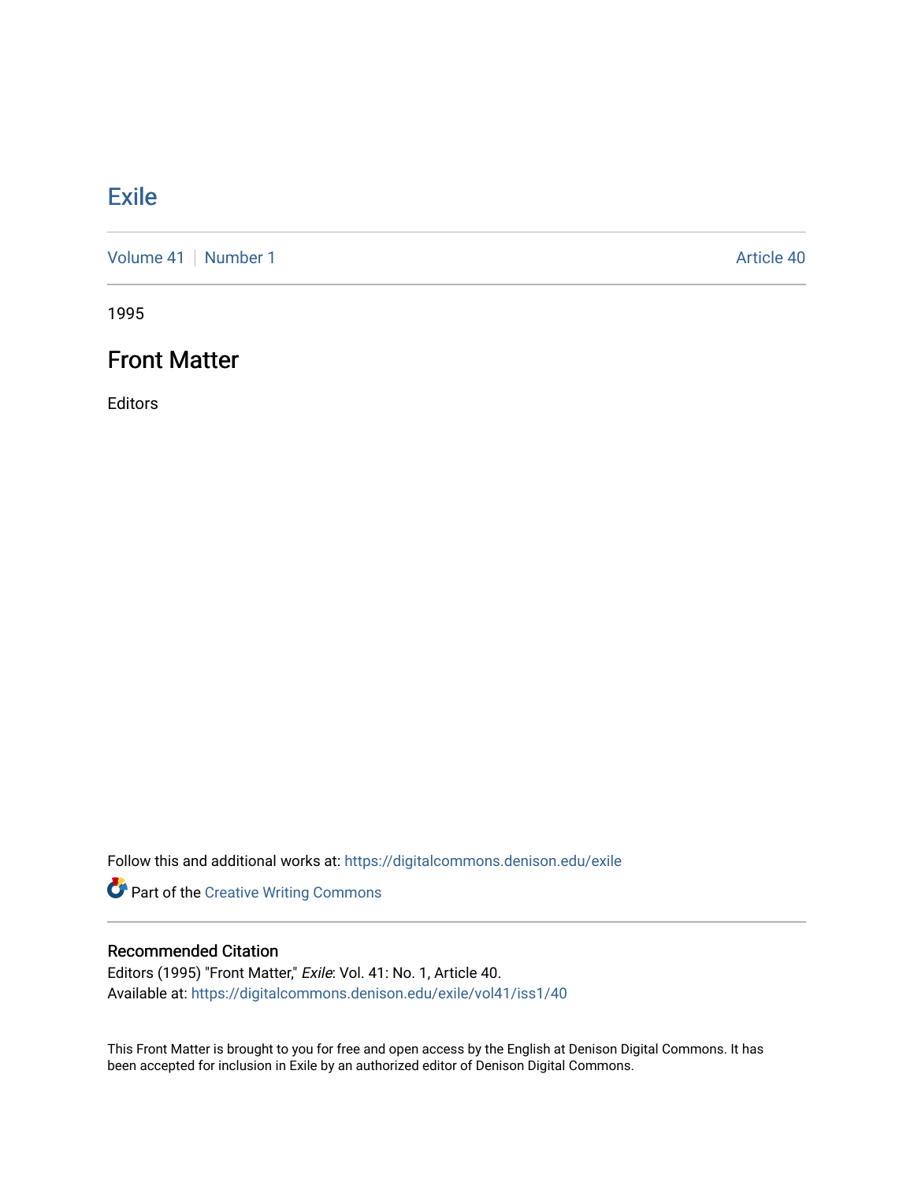# Exile

Volume 41 | Number 1 Article 40

1995

## Front Matter

Editors

Follow this and additional works at: https://digitalcommons.denison.edu/exile

Part of the Creative Writing Commons

### Recommended Citation

Editors (1995) "Front Matter," *Exile*: Vol. 41: No. 1, Article 40.
Available at: https://digitalcommons.denison.edu/exile/vol41/iss1/40

This Front Matter is brought to you for free and open access by the English at Denison Digital Commons. It has been accepted for inclusion in Exile by an authorized editor of Denison Digital Commons.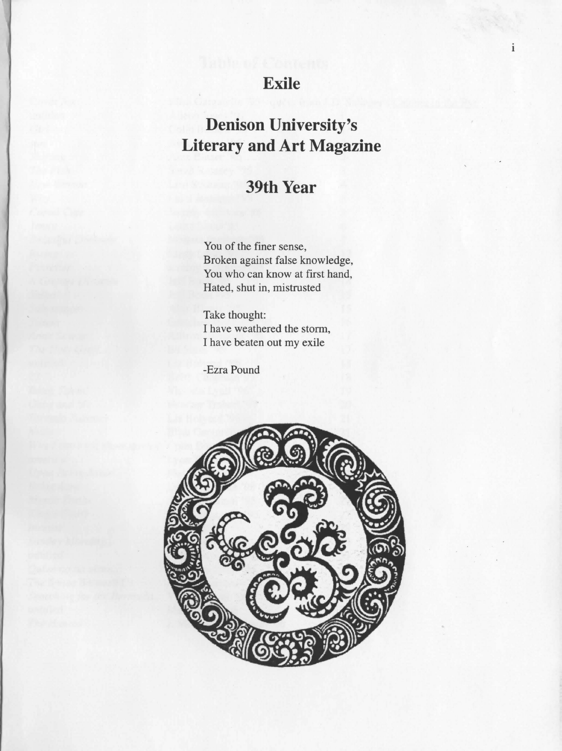# Exile

## Denison University's Literary and Art Magazine

## 39th Year

You of the finer sense,
Broken against false knowledge,
You who can know at first hand,
Hated, shut in, mistrusted

Take thought:
I have weathered the storm,
I have beaten out my exile

-Ezra Pound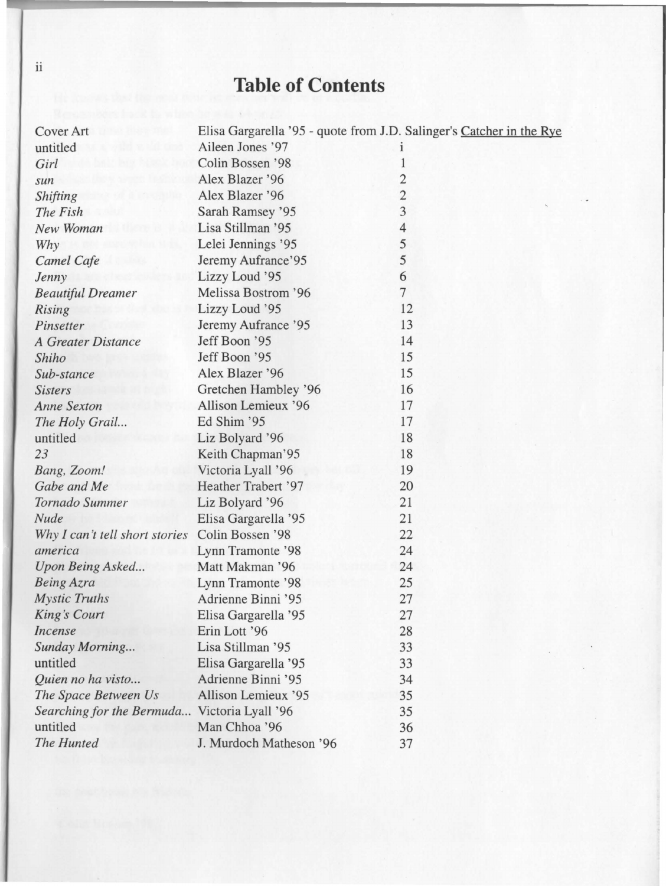# Table of Contents

| | | |
|---|---|---|
| Cover Art | Elisa Gargarella '95 - quote from J.D. Salinger's Catcher in the Rye | |
| untitled | Aileen Jones '97 | i |
| *Girl* | Colin Bossen '98 | 1 |
| *sun* | Alex Blazer '96 | 2 |
| *Shifting* | Alex Blazer '96 | 2 |
| *The Fish* | Sarah Ramsey '95 | 3 |
| *New Woman* | Lisa Stillman '95 | 4 |
| *Why* | Lelei Jennings '95 | 5 |
| *Camel Cafe* | Jeremy Aufrance'95 | 5 |
| *Jenny* | Lizzy Loud '95 | 6 |
| *Beautiful Dreamer* | Melissa Bostrom '96 | 7 |
| *Rising* | Lizzy Loud '95 | 12 |
| *Pinsetter* | Jeremy Aufrance '95 | 13 |
| *A Greater Distance* | Jeff Boon '95 | 14 |
| *Shiho* | Jeff Boon '95 | 15 |
| *Sub-stance* | Alex Blazer '96 | 15 |
| *Sisters* | Gretchen Hambley '96 | 16 |
| *Anne Sexton* | Allison Lemieux '96 | 17 |
| *The Holy Grail...* | Ed Shim '95 | 17 |
| untitled | Liz Bolyard '96 | 18 |
| *23* | Keith Chapman'95 | 18 |
| *Bang, Zoom!* | Victoria Lyall '96 | 19 |
| *Gabe and Me* | Heather Trabert '97 | 20 |
| *Tornado Summer* | Liz Bolyard '96 | 21 |
| *Nude* | Elisa Gargarella '95 | 21 |
| *Why I can't tell short stories* | Colin Bossen '98 | 22 |
| *america* | Lynn Tramonte '98 | 24 |
| *Upon Being Asked...* | Matt Makman '96 | 24 |
| *Being Azra* | Lynn Tramonte '98 | 25 |
| *Mystic Truths* | Adrienne Binni '95 | 27 |
| *King's Court* | Elisa Gargarella '95 | 27 |
| *Incense* | Erin Lott '96 | 28 |
| *Sunday Morning...* | Lisa Stillman '95 | 33 |
| untitled | Elisa Gargarella '95 | 33 |
| *Quien no ha visto...* | Adrienne Binni '95 | 34 |
| *The Space Between Us* | Allison Lemieux '95 | 35 |
| *Searching for the Bermuda...* | Victoria Lyall '96 | 35 |
| untitled | Man Chhoa '96 | 36 |
| *The Hunted* | J. Murdoch Matheson '96 | 37 |